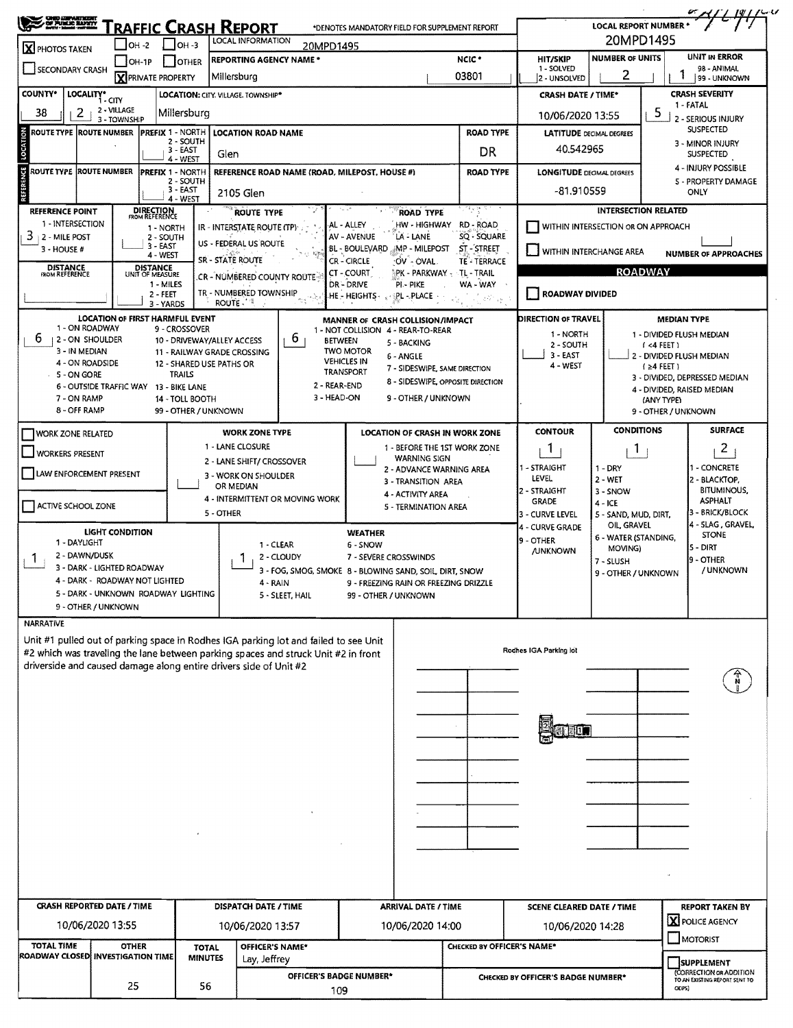# TRAFFIC CRASH REPORT

*DENOTES MANDATORY FIELD FOR SUPPLEMENT REPORT

LOCAL REPORT NUMBER *: 20MPD1495

- [X] PHOTOS TAKEN
- [ ] OH-2
- [ ] OH-3
- [ ] OH-1P
- [ ] OTHER
- [ ] SECONDARY CRASH
- [X] PRIVATE PROPERTY

LOCAL INFORMATION: 20MPD1495

| REPORTING AGENCY NAME * | NCIC * | HIT/SKIP | NUMBER OF UNITS | UNIT IN ERROR |
|---|---|---|---|---|
| Millersburg | 03801 | (1 - SOLVED, 2 - UNSOLVED) | 2 | 1 (98 - ANIMAL, 99 - UNKNOWN) |

| COUNTY* | LOCALITY* (1 - CITY, 2 - VILLAGE, 3 - TOWNSHIP) | LOCATION: CITY, VILLAGE, TOWNSHIP* | CRASH DATE / TIME* | CRASH SEVERITY |
|---|---|---|---|---|
| 38 | 2 | Millersburg | 10/06/2020 13:55 | 5 |

CRASH SEVERITY: 1 - FATAL, 2 - SERIOUS INJURY SUSPECTED, 3 - MINOR INJURY SUSPECTED, 4 - INJURY POSSIBLE, 5 - PROPERTY DAMAGE ONLY

## LOCATION

| ROUTE TYPE | ROUTE NUMBER | PREFIX (1 - NORTH, 2 - SOUTH, 3 - EAST, 4 - WEST) | LOCATION ROAD NAME | ROAD TYPE | LATITUDE DECIMAL DEGREES |
|---|---|---|---|---|---|
| | | | Glen | DR | 40.542965 |

## REFERENCE

| ROUTE TYPE | ROUTE NUMBER | PREFIX (1 - NORTH, 2 - SOUTH, 3 - EAST, 4 - WEST) | REFERENCE ROAD NAME (ROAD, MILEPOST, HOUSE #) | ROAD TYPE | LONGITUDE DECIMAL DEGREES |
|---|---|---|---|---|---|
| | | | 2105 Glen | | -81.910559 |

REFERENCE POINT: 3 (1 - INTERSECTION, 2 - MILE POST, 3 - HOUSE #)

DIRECTION FROM REFERENCE: (1 - NORTH, 2 - SOUTH, 3 - EAST, 4 - WEST)

DISTANCE FROM REFERENCE:

DISTANCE UNIT OF MEASURE: (1 - MILES, 2 - FEET, 3 - YARDS)

ROUTE TYPE: IR - INTERSTATE ROUTE (TP), US - FEDERAL US ROUTE, SR - STATE ROUTE, CR - NUMBERED COUNTY ROUTE, TR - NUMBERED TOWNSHIP ROUTE

ROAD TYPE: AL - ALLEY, AV - AVENUE, BL - BOULEVARD, CR - CIRCLE, CT - COURT, DR - DRIVE, HE - HEIGHTS, HW - HIGHWAY, LA - LANE, MP - MILEPOST, OV - OVAL, PK - PARKWAY, PI - PIKE, PL - PLACE, RD - ROAD, SQ - SQUARE, ST - STREET, TE - TERRACE, TL - TRAIL, WA - WAY

INTERSECTION RELATED

- [ ] WITHIN INTERSECTION OR ON APPROACH
- [ ] WITHIN INTERCHANGE AREA

NUMBER OF APPROACHES:

## ROADWAY

- [ ] ROADWAY DIVIDED

LOCATION OF FIRST HARMFUL EVENT: 6

1 - ON ROADWAY, 2 - ON SHOULDER, 3 - IN MEDIAN, 4 - ON ROADSIDE, 5 - ON GORE, 6 - OUTSIDE TRAFFIC WAY, 7 - ON RAMP, 8 - OFF RAMP, 9 - CROSSOVER, 10 - DRIVEWAY/ALLEY ACCESS, 11 - RAILWAY GRADE CROSSING, 12 - SHARED USE PATHS OR TRAILS, 13 - BIKE LANE, 14 - TOLL BOOTH, 99 - OTHER / UNKNOWN

MANNER OF CRASH COLLISION/IMPACT: 6

1 - NOT COLLISION BETWEEN TWO MOTOR VEHICLES IN TRANSPORT, 2 - REAR-END, 3 - HEAD-ON, 4 - REAR-TO-REAR, 5 - BACKING, 6 - ANGLE, 7 - SIDESWIPE, SAME DIRECTION, 8 - SIDESWIPE, OPPOSITE DIRECTION, 9 - OTHER / UNKNOWN

DIRECTION OF TRAVEL: (1 - NORTH, 2 - SOUTH, 3 - EAST, 4 - WEST)

MEDIAN TYPE: 1 - DIVIDED FLUSH MEDIAN (<4 FEET), 2 - DIVIDED FLUSH MEDIAN (≥4 FEET), 3 - DIVIDED, DEPRESSED MEDIAN, 4 - DIVIDED, RAISED MEDIAN (ANY TYPE), 9 - OTHER / UNKNOWN

- [ ] WORK ZONE RELATED
- [ ] WORKERS PRESENT
- [ ] LAW ENFORCEMENT PRESENT
- [ ] ACTIVE SCHOOL ZONE

WORK ZONE TYPE: 1 - LANE CLOSURE, 2 - LANE SHIFT/ CROSSOVER, 3 - WORK ON SHOULDER OR MEDIAN, 4 - INTERMITTENT OR MOVING WORK, 5 - OTHER

LOCATION OF CRASH IN WORK ZONE: 1 - BEFORE THE 1ST WORK ZONE WARNING SIGN, 2 - ADVANCE WARNING AREA, 3 - TRANSITION AREA, 4 - ACTIVITY AREA, 5 - TERMINATION AREA

| CONTOUR | CONDITIONS | SURFACE |
|---|---|---|
| 1 | 1 | 2 |

CONTOUR: 1 - STRAIGHT LEVEL, 2 - STRAIGHT GRADE, 3 - CURVE LEVEL, 4 - CURVE GRADE, 9 - OTHER /UNKNOWN

CONDITIONS: 1 - DRY, 2 - WET, 3 - SNOW, 4 - ICE, 5 - SAND, MUD, DIRT, OIL, GRAVEL, 6 - WATER (STANDING, MOVING), 7 - SLUSH, 9 - OTHER / UNKNOWN

SURFACE: 1 - CONCRETE, 2 - BLACKTOP, BITUMINOUS, ASPHALT, 3 - BRICK/BLOCK, 4 - SLAG, GRAVEL, STONE, 5 - DIRT, 9 - OTHER / UNKNOWN

LIGHT CONDITION: 1

1 - DAYLIGHT, 2 - DAWN/DUSK, 3 - DARK - LIGHTED ROADWAY, 4 - DARK - ROADWAY NOT LIGHTED, 5 - DARK - UNKNOWN ROADWAY LIGHTING, 9 - OTHER / UNKNOWN

WEATHER: 1

1 - CLEAR, 2 - CLOUDY, 3 - FOG, SMOG, SMOKE, 4 - RAIN, 5 - SLEET, HAIL, 6 - SNOW, 7 - SEVERE CROSSWINDS, 8 - BLOWING SAND, SOIL, DIRT, SNOW, 9 - FREEZING RAIN OR FREEZING DRIZZLE, 99 - OTHER / UNKNOWN

## NARRATIVE

Unit #1 pulled out of parking space in Rodhes IGA parking lot and failed to see Unit #2 which was traveling the lane between parking spaces and struck Unit #2 in front driverside and caused damage along entire drivers side of Unit #2

Rodhes IGA Parking lot

| CRASH REPORTED DATE / TIME | DISPATCH DATE / TIME | ARRIVAL DATE / TIME | SCENE CLEARED DATE / TIME | REPORT TAKEN BY |
|---|---|---|---|---|
| 10/06/2020 13:55 | 10/06/2020 13:57 | 10/06/2020 14:00 | 10/06/2020 14:28 | [X] POLICE AGENCY [ ] MOTORIST |

| TOTAL TIME ROADWAY CLOSED | OTHER INVESTIGATION TIME | TOTAL MINUTES | OFFICER'S NAME* | CHECKED BY OFFICER'S NAME* |
|---|---|---|---|---|
| | 25 | 56 | Lay, Jeffrey | |

OFFICER'S BADGE NUMBER*: 109

CHECKED BY OFFICER'S BADGE NUMBER*:

- [ ] SUPPLEMENT (CORRECTION OR ADDITION TO AN EXISTING REPORT SENT TO ODPS)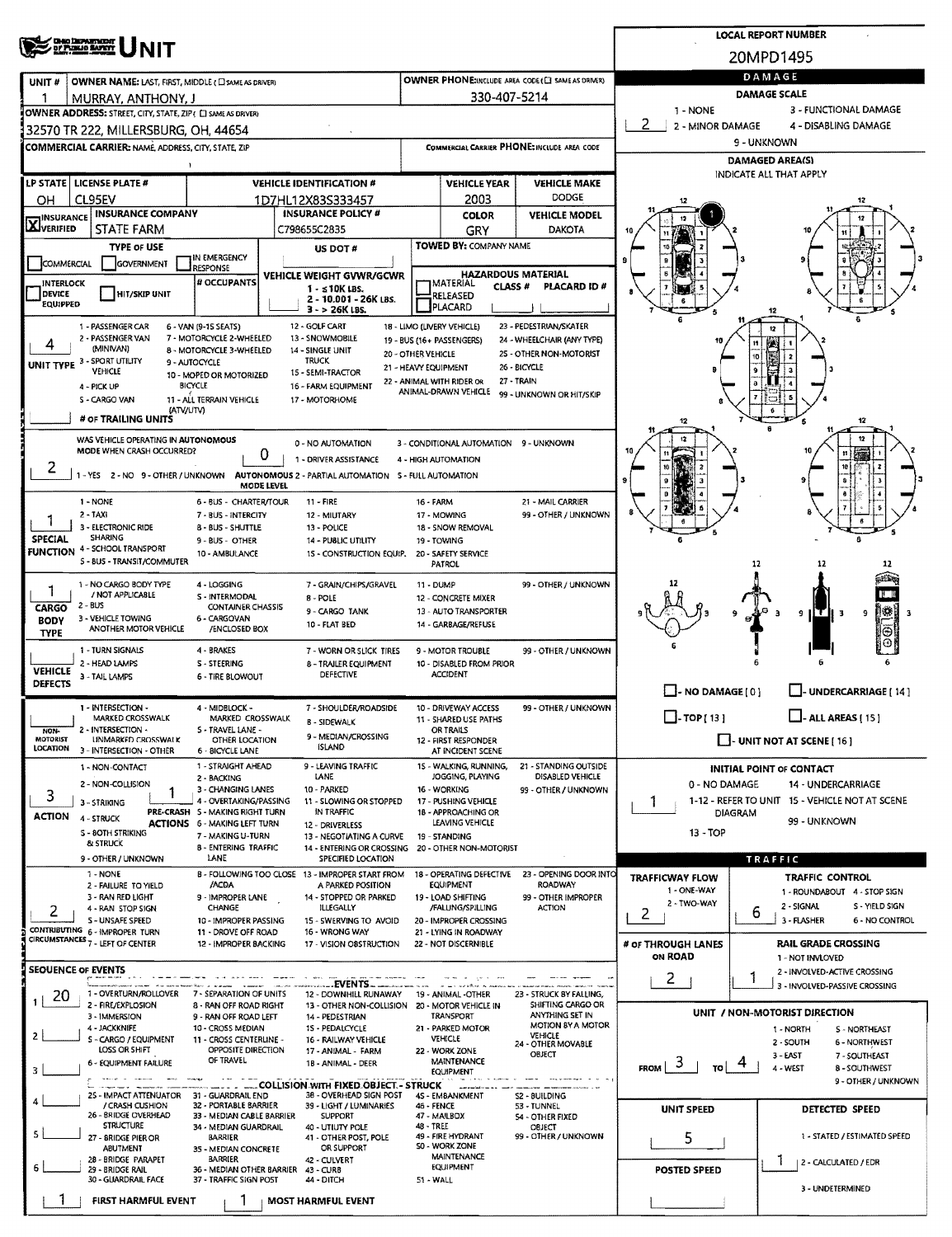# UNIT

**LOCAL REPORT NUMBER:** 20MPD1495

| UNIT # | OWNER NAME: LAST, FIRST, MIDDLE (☐ SAME AS DRIVER) | OWNER PHONE: INCLUDE AREA CODE (☐ SAME AS DRIVER) |
|---|---|---|
| 1 | MURRAY, ANTHONY, J | 330-407-5214 |

**OWNER ADDRESS:** STREET, CITY, STATE, ZIP (☐ SAME AS DRIVER)
32570 TR 222, MILLERSBURG, OH, 44654

**COMMERCIAL CARRIER:** NAME, ADDRESS, CITY, STATE, ZIP

**COMMERCIAL CARRIER PHONE:** INCLUDE AREA CODE

| LP STATE | LICENSE PLATE # | VEHICLE IDENTIFICATION # | VEHICLE YEAR | VEHICLE MAKE |
|---|---|---|---|---|
| OH | CL95EV | 1D7HL12X83S333457 | 2003 | DODGE |

| INSURANCE ☒ VERIFIED | INSURANCE COMPANY | INSURANCE POLICY # | COLOR | VEHICLE MODEL |
|---|---|---|---|---|
| | STATE FARM | C798655C2835 | GRY | DAKOTA |

**TYPE OF USE:** ☐ COMMERCIAL ☐ GOVERNMENT ☐ IN EMERGENCY RESPONSE

**US DOT #:**

**TOWED BY:** COMPANY NAME

☐ INTERLOCK DEVICE EQUIPPED ☐ HIT/SKIP UNIT

**# OCCUPANTS:**

**VEHICLE WEIGHT GVWR/GCWR:** 1 - ≤10K LBS. 2 - 10.001 - 26K LBS. 3 - > 26K LBS.

**HAZARDOUS MATERIAL:** ☐ MATERIAL ☐ RELEASED ☐ PLACARD CLASS # PLACARD ID #

**UNIT TYPE:** 4
1 - PASSENGER CAR, 2 - PASSENGER VAN (MINIVAN), 3 - SPORT UTILITY VEHICLE, 4 - PICK UP, 5 - CARGO VAN, 6 - VAN (9-15 SEATS), 7 - MOTORCYCLE 2-WHEELED, 8 - MOTORCYCLE 3-WHEELED, 9 - AUTOCYCLE, 10 - MOPED OR MOTORIZED BICYCLE, 11 - ALL TERRAIN VEHICLE (ATV/UTV), 12 - GOLF CART, 13 - SNOWMOBILE, 14 - SINGLE UNIT TRUCK, 15 - SEMI-TRACTOR, 16 - FARM EQUIPMENT, 17 - MOTORHOME, 18 - LIMO (LIVERY VEHICLE), 19 - BUS (16+ PASSENGERS), 20 - OTHER VEHICLE, 21 - HEAVY EQUIPMENT, 22 - ANIMAL WITH RIDER OR ANIMAL-DRAWN VEHICLE, 23 - PEDESTRIAN/SKATER, 24 - WHEELCHAIR (ANY TYPE), 25 - OTHER NON-MOTORIST, 26 - BICYCLE, 27 - TRAIN, 99 - UNKNOWN OR HIT/SKIP

**# OF TRAILING UNITS:**

**WAS VEHICLE OPERATING IN AUTONOMOUS MODE WHEN CRASH OCCURRED?** 2
1 - YES 2 - NO 9 - OTHER / UNKNOWN

**AUTONOMOUS MODE LEVEL:** 0
0 - NO AUTOMATION, 1 - DRIVER ASSISTANCE, 2 - PARTIAL AUTOMATION, 3 - CONDITIONAL AUTOMATION, 4 - HIGH AUTOMATION, 5 - FULL AUTOMATION, 9 - UNKNOWN

**SPECIAL FUNCTION:** 1
1 - NONE, 2 - TAXI, 3 - ELECTRONIC RIDE SHARING, 4 - SCHOOL TRANSPORT, 5 - BUS - TRANSIT/COMMUTER, 6 - BUS - CHARTER/TOUR, 7 - BUS - INTERCITY, 8 - BUS - SHUTTLE, 9 - BUS - OTHER, 10 - AMBULANCE, 11 - FIRE, 12 - MILITARY, 13 - POLICE, 14 - PUBLIC UTILITY, 15 - CONSTRUCTION EQUIP., 16 - FARM, 17 - MOWING, 18 - SNOW REMOVAL, 19 - TOWING, 20 - SAFETY SERVICE PATROL, 21 - MAIL CARRIER, 99 - OTHER / UNKNOWN

**CARGO BODY TYPE:** 1
1 - NO CARGO BODY TYPE / NOT APPLICABLE, 2 - BUS, 3 - VEHICLE TOWING ANOTHER MOTOR VEHICLE, 4 - LOGGING, 5 - INTERMODAL CONTAINER CHASSIS, 6 - CARGOVAN /ENCLOSED BOX, 7 - GRAIN/CHIPS/GRAVEL, 8 - POLE, 9 - CARGO TANK, 10 - FLAT BED, 11 - DUMP, 12 - CONCRETE MIXER, 13 - AUTO TRANSPORTER, 14 - GARBAGE/REFUSE, 99 - OTHER / UNKNOWN

**VEHICLE DEFECTS:**
1 - TURN SIGNALS, 2 - HEAD LAMPS, 3 - TAIL LAMPS, 4 - BRAKES, 5 - STEERING, 6 - TIRE BLOWOUT, 7 - WORN OR SLICK TIRES, 8 - TRAILER EQUIPMENT DEFECTIVE, 9 - MOTOR TROUBLE, 10 - DISABLED FROM PRIOR ACCIDENT, 99 - OTHER / UNKNOWN

**NON-MOTORIST LOCATION:**
1 - INTERSECTION - MARKED CROSSWALK, 2 - INTERSECTION - UNMARKED CROSSWALK, 3 - INTERSECTION - OTHER, 4 - MIDBLOCK - MARKED CROSSWALK, 5 - TRAVEL LANE - OTHER LOCATION, 6 - BICYCLE LANE, 7 - SHOULDER/ROADSIDE, 8 - SIDEWALK, 9 - MEDIAN/CROSSING ISLAND, 10 - DRIVEWAY ACCESS, 11 - SHARED USE PATHS OR TRAILS, 12 - FIRST RESPONDER AT INCIDENT SCENE, 99 - OTHER / UNKNOWN

**ACTION:** 3
1 - NON-CONTACT, 2 - NON-COLLISION, 3 - STRIKING, 4 - STRUCK, 5 - BOTH STRIKING & STRUCK, 9 - OTHER / UNKNOWN

**PRE-CRASH ACTIONS:** 1
1 - STRAIGHT AHEAD, 2 - BACKING, 3 - CHANGING LANES, 4 - OVERTAKING/PASSING, 5 - MAKING RIGHT TURN, 6 - MAKING LEFT TURN, 7 - MAKING U-TURN, 8 - ENTERING TRAFFIC LANE, 9 - LEAVING TRAFFIC LANE, 10 - PARKED, 11 - SLOWING OR STOPPED IN TRAFFIC, 12 - DRIVERLESS, 13 - NEGOTIATING A CURVE, 14 - ENTERING OR CROSSING SPECIFIED LOCATION, 15 - WALKING, RUNNING, JOGGING, PLAYING, 16 - WORKING, 17 - PUSHING VEHICLE, 18 - APPROACHING OR LEAVING VEHICLE, 19 - STANDING, 20 - OTHER NON-MOTORIST, 21 - STANDING OUTSIDE DISABLED VEHICLE, 99 - OTHER / UNKNOWN

**CONTRIBUTING CIRCUMSTANCES:** 2
1 - NONE, 2 - FAILURE TO YIELD, 3 - RAN RED LIGHT, 4 - RAN STOP SIGN, 5 - UNSAFE SPEED, 6 - IMPROPER TURN, 7 - LEFT OF CENTER, 8 - FOLLOWING TOO CLOSE /ACDA, 9 - IMPROPER LANE CHANGE, 10 - IMPROPER PASSING, 11 - DROVE OFF ROAD, 12 - IMPROPER BACKING, 13 - IMPROPER START FROM A PARKED POSITION, 14 - STOPPED OR PARKED ILLEGALLY, 15 - SWERVING TO AVOID, 16 - WRONG WAY, 17 - VISION OBSTRUCTION, 18 - OPERATING DEFECTIVE EQUIPMENT, 19 - LOAD SHIFTING /FALLING/SPILLING, 20 - IMPROPER CROSSING, 21 - LYING IN ROADWAY, 22 - NOT DISCERNIBLE, 23 - OPENING DOOR INTO ROADWAY, 99 - OTHER IMPROPER ACTION

## SEQUENCE OF EVENTS

1: 20
2:
3:
4:
5:
6:

**EVENTS:** 1 - OVERTURN/ROLLOVER, 2 - FIRE/EXPLOSION, 3 - IMMERSION, 4 - JACKKNIFE, 5 - CARGO / EQUIPMENT LOSS OR SHIFT, 6 - EQUIPMENT FAILURE, 7 - SEPARATION OF UNITS, 8 - RAN OFF ROAD RIGHT, 9 - RAN OFF ROAD LEFT, 10 - CROSS MEDIAN, 11 - CROSS CENTERLINE - OPPOSITE DIRECTION OF TRAVEL, 12 - DOWNHILL RUNAWAY, 13 - OTHER NON-COLLISION, 14 - PEDESTRIAN, 15 - PEDALCYCLE, 16 - RAILWAY VEHICLE, 17 - ANIMAL - FARM, 18 - ANIMAL - DEER, 19 - ANIMAL -OTHER, 20 - MOTOR VEHICLE IN TRANSPORT, 21 - PARKED MOTOR VEHICLE, 22 - WORK ZONE MAINTENANCE EQUIPMENT, 23 - STRUCK BY FALLING, SHIFTING CARGO OR ANYTHING SET IN MOTION BY A MOTOR VEHICLE, 24 - OTHER MOVABLE OBJECT

**COLLISION WITH FIXED OBJECT - STRUCK:** 25 - IMPACT ATTENUATOR / CRASH CUSHION, 26 - BRIDGE OVERHEAD STRUCTURE, 27 - BRIDGE PIER OR ABUTMENT, 28 - BRIDGE PARAPET, 29 - BRIDGE RAIL, 30 - GUARDRAIL FACE, 31 - GUARDRAIL END, 32 - PORTABLE BARRIER, 33 - MEDIAN CABLE BARRIER, 34 - MEDIAN GUARDRAIL BARRIER, 35 - MEDIAN CONCRETE BARRIER, 36 - MEDIAN OTHER BARRIER, 37 - TRAFFIC SIGN POST, 38 - OVERHEAD SIGN POST, 39 - LIGHT / LUMINARIES SUPPORT, 40 - UTILITY POLE, 41 - OTHER POST, POLE OR SUPPORT, 42 - CULVERT, 43 - CURB, 44 - DITCH, 45 - EMBANKMENT, 46 - FENCE, 47 - MAILBOX, 48 - TREE, 49 - FIRE HYDRANT, 50 - WORK ZONE MAINTENANCE EQUIPMENT, 51 - WALL, 52 - BUILDING, 53 - TUNNEL, 54 - OTHER FIXED OBJECT, 99 - OTHER / UNKNOWN

**FIRST HARMFUL EVENT:** 1 **MOST HARMFUL EVENT:** 1

## DAMAGE

**DAMAGE SCALE:** 2
1 - NONE, 2 - MINOR DAMAGE, 3 - FUNCTIONAL DAMAGE, 4 - DISABLING DAMAGE, 9 - UNKNOWN

**DAMAGED AREA(S):** INDICATE ALL THAT APPLY — 1

☐ - NO DAMAGE [ 0 ] ☐ - UNDERCARRIAGE [ 14 ] ☐ - TOP [ 13 ] ☐ - ALL AREAS [ 15 ] ☐ - UNIT NOT AT SCENE [ 16 ]

**INITIAL POINT OF CONTACT:** 1
0 - NO DAMAGE, 1-12 - REFER TO UNIT DIAGRAM, 13 - TOP, 14 - UNDERCARRIAGE, 15 - VEHICLE NOT AT SCENE, 99 - UNKNOWN

## TRAFFIC

**TRAFFICWAY FLOW:** 2 (1 - ONE-WAY, 2 - TWO-WAY)

**TRAFFIC CONTROL:** 6 (1 - ROUNDABOUT, 2 - SIGNAL, 3 - FLASHER, 4 - STOP SIGN, 5 - YIELD SIGN, 6 - NO CONTROL)

**# OF THROUGH LANES ON ROAD:** 2

**RAIL GRADE CROSSING:** 1 (1 - NOT INVLOVED, 2 - INVOLVED-ACTIVE CROSSING, 3 - INVOLVED-PASSIVE CROSSING)

**UNIT / NON-MOTORIST DIRECTION:** FROM 3 TO 4
1 - NORTH, 2 - SOUTH, 3 - EAST, 4 - WEST, 5 - NORTHEAST, 6 - NORTHWEST, 7 - SOUTHEAST, 8 - SOUTHWEST, 9 - OTHER / UNKNOWN

**UNIT SPEED:** 5

**DETECTED SPEED:** 1 (1 - STATED / ESTIMATED SPEED, 2 - CALCULATED / EDR, 3 - UNDETERMINED)

**POSTED SPEED:**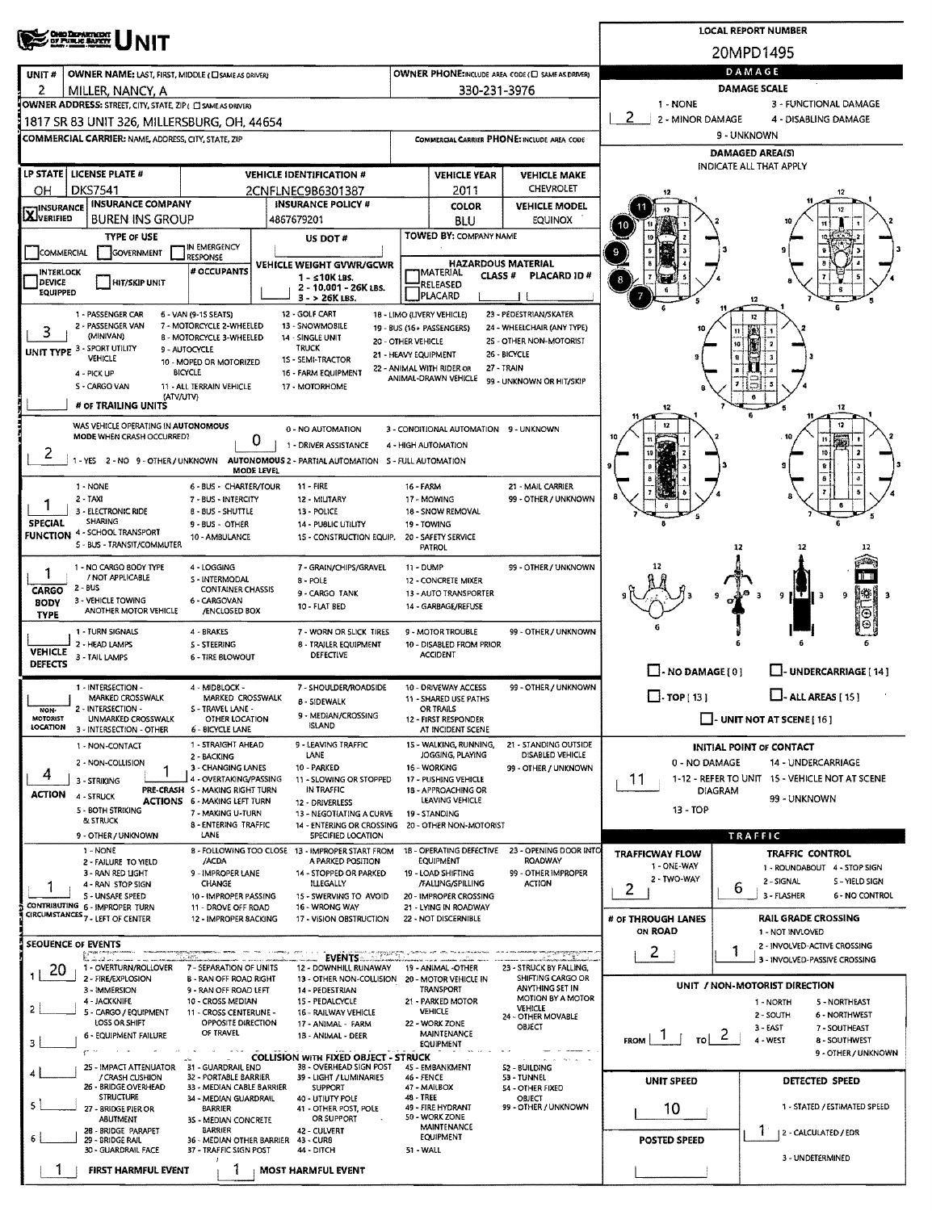# UNIT

**LOCAL REPORT NUMBER:** 20MPD1495

| UNIT # | OWNER NAME: LAST, FIRST, MIDDLE (☐ SAME AS DRIVER) | OWNER PHONE: INCLUDE AREA CODE (☐ SAME AS DRIVER) |
|---|---|---|
| 2 | MILLER, NANCY, A | 330-231-3976 |

**OWNER ADDRESS:** STREET, CITY, STATE, ZIP (☐ SAME AS DRIVER)
1817 SR 83 UNIT 326, MILLERSBURG, OH, 44654

**COMMERCIAL CARRIER:** NAME, ADDRESS, CITY, STATE, ZIP

**COMMERCIAL CARRIER PHONE:** INCLUDE AREA CODE

| LP STATE | LICENSE PLATE # | VEHICLE IDENTIFICATION # | VEHICLE YEAR | VEHICLE MAKE |
|---|---|---|---|---|
| OH | DKS7541 | 2CNFLNEC9B6301387 | 2011 | CHEVROLET |

| INSURANCE | INSURANCE COMPANY | INSURANCE POLICY # | COLOR | VEHICLE MODEL |
|---|---|---|---|---|
| ☒ VERIFIED | BUREN INS GROUP | 4867679201 | BLU | EQUINOX |

**TYPE OF USE:** ☐ COMMERCIAL ☐ GOVERNMENT ☐ IN EMERGENCY RESPONSE

**US DOT #**

**TOWED BY:** COMPANY NAME

☐ INTERLOCK DEVICE EQUIPPED ☐ HIT/SKIP UNIT

**# OCCUPANTS**

**VEHICLE WEIGHT GVWR/GCWR:** 1 - ≤10K LBS. 2 - 10,001 - 26K LBS. 3 - > 26K LBS.

**HAZARDOUS MATERIAL:** ☐ MATERIAL RELEASED ☐ PLACARD — CLASS # — PLACARD ID #

**UNIT TYPE:** 3
1 - PASSENGER CAR; 2 - PASSENGER VAN (MINIVAN); 3 - SPORT UTILITY VEHICLE; 4 - PICK UP; 5 - CARGO VAN; 6 - VAN (9-15 SEATS); 7 - MOTORCYCLE 2-WHEELED; 8 - MOTORCYCLE 3-WHEELED; 9 - AUTOCYCLE; 10 - MOPED OR MOTORIZED BICYCLE; 11 - ALL TERRAIN VEHICLE (ATV/UTV); 12 - GOLF CART; 13 - SNOWMOBILE; 14 - SINGLE UNIT TRUCK; 15 - SEMI-TRACTOR; 16 - FARM EQUIPMENT; 17 - MOTORHOME; 18 - LIMO (LIVERY VEHICLE); 19 - BUS (16+ PASSENGERS); 20 - OTHER VEHICLE; 21 - HEAVY EQUIPMENT; 22 - ANIMAL WITH RIDER OR ANIMAL-DRAWN VEHICLE; 23 - PEDESTRIAN/SKATER; 24 - WHEELCHAIR (ANY TYPE); 25 - OTHER NON-MOTORIST; 26 - BICYCLE; 27 - TRAIN; 99 - UNKNOWN OR HIT/SKIP

**# OF TRAILING UNITS**

**WAS VEHICLE OPERATING IN AUTONOMOUS MODE WHEN CRASH OCCURRED?** 2
1 - YES 2 - NO 9 - OTHER / UNKNOWN

**AUTONOMOUS MODE LEVEL:** 0
0 - NO AUTOMATION; 1 - DRIVER ASSISTANCE; 2 - PARTIAL AUTOMATION; 3 - CONDITIONAL AUTOMATION; 4 - HIGH AUTOMATION; 5 - FULL AUTOMATION; 9 - UNKNOWN

**SPECIAL FUNCTION:** 1
1 - NONE; 2 - TAXI; 3 - ELECTRONIC RIDE SHARING; 4 - SCHOOL TRANSPORT; 5 - BUS - TRANSIT/COMMUTER; 6 - BUS - CHARTER/TOUR; 7 - BUS - INTERCITY; 8 - BUS - SHUTTLE; 9 - BUS - OTHER; 10 - AMBULANCE; 11 - FIRE; 12 - MILITARY; 13 - POLICE; 14 - PUBLIC UTILITY; 15 - CONSTRUCTION EQUIP.; 16 - FARM; 17 - MOWING; 18 - SNOW REMOVAL; 19 - TOWING; 20 - SAFETY SERVICE PATROL; 21 - MAIL CARRIER; 99 - OTHER / UNKNOWN

**CARGO BODY TYPE:** 1
1 - NO CARGO BODY TYPE / NOT APPLICABLE; 2 - BUS; 3 - VEHICLE TOWING ANOTHER MOTOR VEHICLE; 4 - LOGGING; 5 - INTERMODAL CONTAINER CHASSIS; 6 - CARGOVAN /ENCLOSED BOX; 7 - GRAIN/CHIPS/GRAVEL; 8 - POLE; 9 - CARGO TANK; 10 - FLAT BED; 11 - DUMP; 12 - CONCRETE MIXER; 13 - AUTO TRANSPORTER; 14 - GARBAGE/REFUSE; 99 - OTHER / UNKNOWN

**VEHICLE DEFECTS:**
1 - TURN SIGNALS; 2 - HEAD LAMPS; 3 - TAIL LAMPS; 4 - BRAKES; 5 - STEERING; 6 - TIRE BLOWOUT; 7 - WORN OR SLICK TIRES; 8 - TRAILER EQUIPMENT DEFECTIVE; 9 - MOTOR TROUBLE; 10 - DISABLED FROM PRIOR ACCIDENT; 99 - OTHER / UNKNOWN

**NON-MOTORIST LOCATION:**
1 - INTERSECTION - MARKED CROSSWALK; 2 - INTERSECTION - UNMARKED CROSSWALK; 3 - INTERSECTION - OTHER; 4 - MIDBLOCK - MARKED CROSSWALK; 5 - TRAVEL LANE - OTHER LOCATION; 6 - BICYCLE LANE; 7 - SHOULDER/ROADSIDE; 8 - SIDEWALK; 9 - MEDIAN/CROSSING ISLAND; 10 - DRIVEWAY ACCESS; 11 - SHARED USE PATHS OR TRAILS; 12 - FIRST RESPONDER AT INCIDENT SCENE; 99 - OTHER / UNKNOWN

**ACTION:** 4
1 - NON-CONTACT; 2 - NON-COLLISION; 3 - STRIKING; 4 - STRUCK; 5 - BOTH STRIKING & STRUCK; 9 - OTHER / UNKNOWN

**PRE-CRASH ACTIONS:** 1
1 - STRAIGHT AHEAD; 2 - BACKING; 3 - CHANGING LANES; 4 - OVERTAKING/PASSING; 5 - MAKING RIGHT TURN; 6 - MAKING LEFT TURN; 7 - MAKING U-TURN; 8 - ENTERING TRAFFIC LANE; 9 - LEAVING TRAFFIC LANE; 10 - PARKED; 11 - SLOWING OR STOPPED IN TRAFFIC; 12 - DRIVERLESS; 13 - NEGOTIATING A CURVE; 14 - ENTERING OR CROSSING SPECIFIED LOCATION; 15 - WALKING, RUNNING, JOGGING, PLAYING; 16 - WORKING; 17 - PUSHING VEHICLE; 18 - APPROACHING OR LEAVING VEHICLE; 19 - STANDING; 20 - OTHER NON-MOTORIST; 21 - STANDING OUTSIDE DISABLED VEHICLE; 99 - OTHER / UNKNOWN

**CONTRIBUTING CIRCUMSTANCES:** 1
1 - NONE; 2 - FAILURE TO YIELD; 3 - RAN RED LIGHT; 4 - RAN STOP SIGN; 5 - UNSAFE SPEED; 6 - IMPROPER TURN; 7 - LEFT OF CENTER; 8 - FOLLOWING TOO CLOSE /ACDA; 9 - IMPROPER LANE CHANGE; 10 - IMPROPER PASSING; 11 - DROVE OFF ROAD; 12 - IMPROPER BACKING; 13 - IMPROPER START FROM A PARKED POSITION; 14 - STOPPED OR PARKED ILLEGALLY; 15 - SWERVING TO AVOID; 16 - WRONG WAY; 17 - VISION OBSTRUCTION; 18 - OPERATING DEFECTIVE EQUIPMENT; 19 - LOAD SHIFTING /FALLING/SPILLING; 20 - IMPROPER CROSSING; 21 - LYING IN ROADWAY; 22 - NOT DISCERNIBLE; 23 - OPENING DOOR INTO ROADWAY; 99 - OTHER IMPROPER ACTION

**SEQUENCE OF EVENTS:** 1: 20; 2: ; 3: ; 4: ; 5: ; 6:

**EVENTS:** 1 - OVERTURN/ROLLOVER; 2 - FIRE/EXPLOSION; 3 - IMMERSION; 4 - JACKKNIFE; 5 - CARGO / EQUIPMENT LOSS OR SHIFT; 6 - EQUIPMENT FAILURE; 7 - SEPARATION OF UNITS; 8 - RAN OFF ROAD RIGHT; 9 - RAN OFF ROAD LEFT; 10 - CROSS MEDIAN; 11 - CROSS CENTERLINE - OPPOSITE DIRECTION OF TRAVEL; 12 - DOWNHILL RUNAWAY; 13 - OTHER NON-COLLISION; 14 - PEDESTRIAN; 15 - PEDALCYCLE; 16 - RAILWAY VEHICLE; 17 - ANIMAL - FARM; 18 - ANIMAL - DEER; 19 - ANIMAL -OTHER; 20 - MOTOR VEHICLE IN TRANSPORT; 21 - PARKED MOTOR VEHICLE; 22 - WORK ZONE MAINTENANCE EQUIPMENT; 23 - STRUCK BY FALLING, SHIFTING CARGO OR ANYTHING SET IN MOTION BY A MOTOR VEHICLE; 24 - OTHER MOVABLE OBJECT

**COLLISION WITH FIXED OBJECT - STRUCK:** 25 - IMPACT ATTENUATOR / CRASH CUSHION; 26 - BRIDGE OVERHEAD STRUCTURE; 27 - BRIDGE PIER OR ABUTMENT; 28 - BRIDGE PARAPET; 29 - BRIDGE RAIL; 30 - GUARDRAIL FACE; 31 - GUARDRAIL END; 32 - PORTABLE BARRIER; 33 - MEDIAN CABLE BARRIER; 34 - MEDIAN GUARDRAIL BARRIER; 35 - MEDIAN CONCRETE BARRIER; 36 - MEDIAN OTHER BARRIER; 37 - TRAFFIC SIGN POST; 38 - OVERHEAD SIGN POST; 39 - LIGHT / LUMINARIES SUPPORT; 40 - UTILITY POLE; 41 - OTHER POST, POLE OR SUPPORT; 42 - CULVERT; 43 - CURB; 44 - DITCH; 45 - EMBANKMENT; 46 - FENCE; 47 - MAILBOX; 48 - TREE; 49 - FIRE HYDRANT; 50 - WORK ZONE MAINTENANCE EQUIPMENT; 51 - WALL; 52 - BUILDING; 53 - TUNNEL; 54 - OTHER FIXED OBJECT; 99 - OTHER / UNKNOWN

**FIRST HARMFUL EVENT:** 1 **MOST HARMFUL EVENT:** 1

## DAMAGE

**DAMAGE SCALE:** 2
1 - NONE; 2 - MINOR DAMAGE; 3 - FUNCTIONAL DAMAGE; 4 - DISABLING DAMAGE; 9 - UNKNOWN

**DAMAGED AREA(S)** — INDICATE ALL THAT APPLY: 7, 8, 9, 10, 11

☐ - NO DAMAGE [0] ☐ - UNDERCARRIAGE [14] ☐ - TOP [13] ☐ - ALL AREAS [15] ☐ - UNIT NOT AT SCENE [16]

**INITIAL POINT OF CONTACT:** 11
0 - NO DAMAGE; 1-12 - REFER TO UNIT DIAGRAM; 13 - TOP; 14 - UNDERCARRIAGE; 15 - VEHICLE NOT AT SCENE; 99 - UNKNOWN

## TRAFFIC

**TRAFFICWAY FLOW:** 2 (1 - ONE-WAY; 2 - TWO-WAY)

**TRAFFIC CONTROL:** 6
1 - ROUNDABOUT; 2 - SIGNAL; 3 - FLASHER; 4 - STOP SIGN; 5 - YIELD SIGN; 6 - NO CONTROL

**# OF THROUGH LANES ON ROAD:** 2

**RAIL GRADE CROSSING:** 1
1 - NOT INVLOVED; 2 - INVOLVED-ACTIVE CROSSING; 3 - INVOLVED-PASSIVE CROSSING

**UNIT / NON-MOTORIST DIRECTION:** FROM 1 TO 2
1 - NORTH; 2 - SOUTH; 3 - EAST; 4 - WEST; 5 - NORTHEAST; 6 - NORTHWEST; 7 - SOUTHEAST; 8 - SOUTHWEST; 9 - OTHER / UNKNOWN

**UNIT SPEED:** 10

**POSTED SPEED:**

**DETECTED SPEED:** 1
1 - STATED / ESTIMATED SPEED; 2 - CALCULATED / EDR; 3 - UNDETERMINED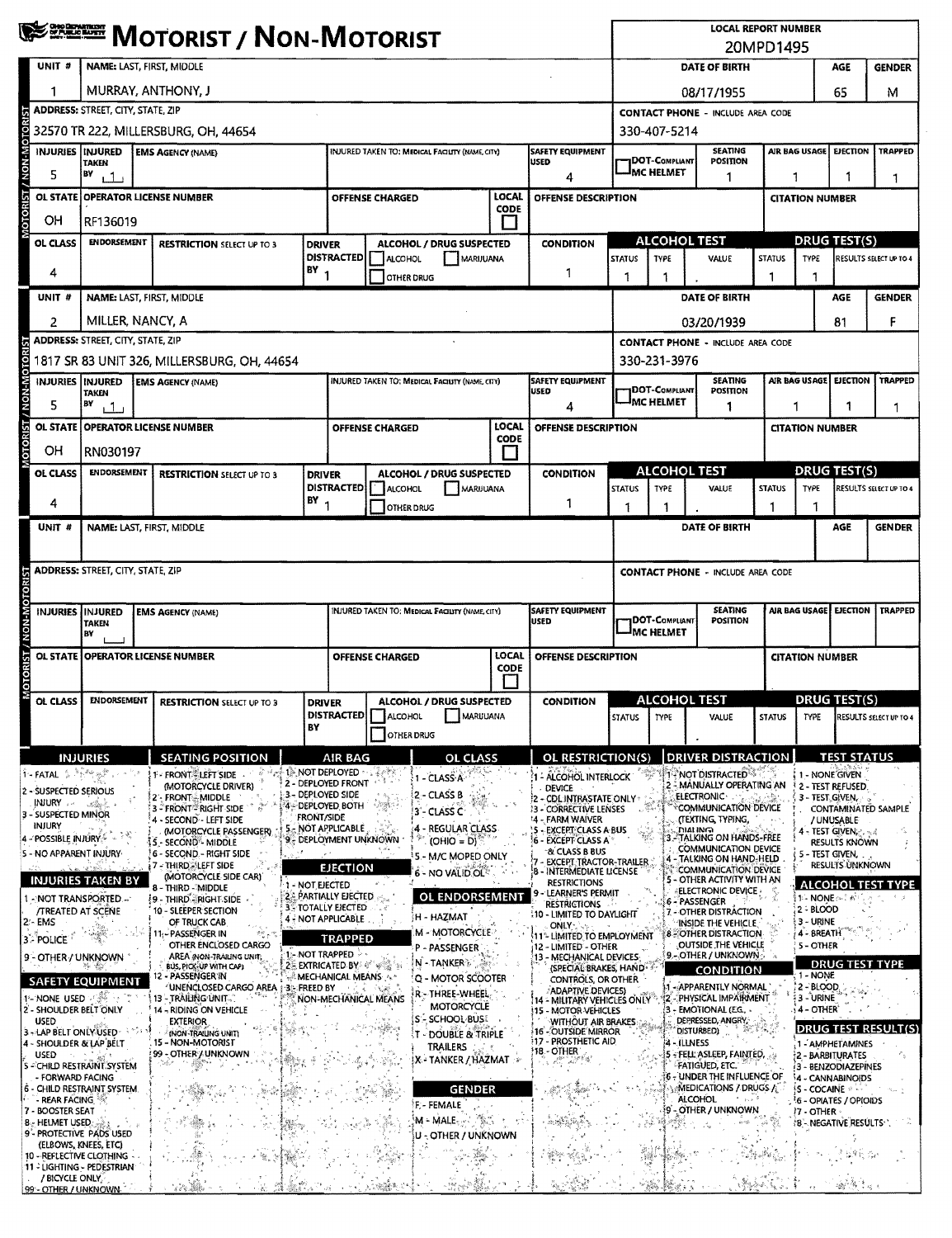# MOTORIST / NON-MOTORIST

**LOCAL REPORT NUMBER:** 20MPD1495

## Unit 1

| UNIT # | NAME: LAST, FIRST, MIDDLE | DATE OF BIRTH | AGE | GENDER |
|---|---|---|---|---|
| 1 | MURRAY, ANTHONY, J | 08/17/1955 | 65 | M |

| ADDRESS: STREET, CITY, STATE, ZIP | CONTACT PHONE - INCLUDE AREA CODE |
|---|---|
| 32570 TR 222, MILLERSBURG, OH, 44654 | 330-407-5214 |

| INJURIES | INJURED TAKEN BY | EMS AGENCY (NAME) | INJURED TAKEN TO: MEDICAL FACILITY (NAME, CITY) | SAFETY EQUIPMENT USED | DOT-COMPLIANT MC HELMET | SEATING POSITION | AIR BAG USAGE | EJECTION | TRAPPED |
|---|---|---|---|---|---|---|---|---|---|
| 5 | 1 | | | 4 | | 1 | 1 | 1 | 1 |

| OL STATE | OPERATOR LICENSE NUMBER | OFFENSE CHARGED | LOCAL CODE | OFFENSE DESCRIPTION | CITATION NUMBER |
|---|---|---|---|---|---|
| OH | RF136019 | | | | |

| OL CLASS | ENDORSEMENT | RESTRICTION SELECT UP TO 3 | DRIVER DISTRACTED BY | ALCOHOL / DRUG SUSPECTED | CONDITION | ALCOHOL TEST STATUS | ALCOHOL TEST TYPE | ALCOHOL TEST VALUE | DRUG TEST STATUS | DRUG TEST TYPE | RESULTS SELECT UP TO 4 |
|---|---|---|---|---|---|---|---|---|---|---|---|
| 4 | | | 1 | | 1 | 1 | 1 | . | 1 | 1 | |

## Unit 2

| UNIT # | NAME: LAST, FIRST, MIDDLE | DATE OF BIRTH | AGE | GENDER |
|---|---|---|---|---|
| 2 | MILLER, NANCY, A | 03/20/1939 | 81 | F |

| ADDRESS: STREET, CITY, STATE, ZIP | CONTACT PHONE - INCLUDE AREA CODE |
|---|---|
| 1817 SR 83 UNIT 326, MILLERSBURG, OH, 44654 | 330-231-3976 |

| INJURIES | INJURED TAKEN BY | EMS AGENCY (NAME) | INJURED TAKEN TO: MEDICAL FACILITY (NAME, CITY) | SAFETY EQUIPMENT USED | DOT-COMPLIANT MC HELMET | SEATING POSITION | AIR BAG USAGE | EJECTION | TRAPPED |
|---|---|---|---|---|---|---|---|---|---|
| 5 | 1 | | | 4 | | 1 | 1 | 1 | 1 |

| OL STATE | OPERATOR LICENSE NUMBER | OFFENSE CHARGED | LOCAL CODE | OFFENSE DESCRIPTION | CITATION NUMBER |
|---|---|---|---|---|---|
| OH | RN030197 | | | | |

| OL CLASS | ENDORSEMENT | RESTRICTION SELECT UP TO 3 | DRIVER DISTRACTED BY | ALCOHOL / DRUG SUSPECTED | CONDITION | ALCOHOL TEST STATUS | ALCOHOL TEST TYPE | ALCOHOL TEST VALUE | DRUG TEST STATUS | DRUG TEST TYPE | RESULTS SELECT UP TO 4 |
|---|---|---|---|---|---|---|---|---|---|---|---|
| 4 | | | 1 | | 1 | 1 | 1 | . | 1 | 1 | |

## Unit (blank)

| UNIT # | NAME: LAST, FIRST, MIDDLE | DATE OF BIRTH | AGE | GENDER |
|---|---|---|---|---|
| | | | | |

| ADDRESS: STREET, CITY, STATE, ZIP | CONTACT PHONE - INCLUDE AREA CODE |
|---|---|
| | |

| INJURIES | INJURED TAKEN BY | EMS AGENCY (NAME) | INJURED TAKEN TO: MEDICAL FACILITY (NAME, CITY) | SAFETY EQUIPMENT USED | DOT-COMPLIANT MC HELMET | SEATING POSITION | AIR BAG USAGE | EJECTION | TRAPPED |
|---|---|---|---|---|---|---|---|---|---|
| | | | | | | | | | |

| OL STATE | OPERATOR LICENSE NUMBER | OFFENSE CHARGED | LOCAL CODE | OFFENSE DESCRIPTION | CITATION NUMBER |
|---|---|---|---|---|---|
| | | | | | |

| OL CLASS | ENDORSEMENT | RESTRICTION SELECT UP TO 3 | DRIVER DISTRACTED BY | ALCOHOL / DRUG SUSPECTED | CONDITION | ALCOHOL TEST STATUS | ALCOHOL TEST TYPE | ALCOHOL TEST VALUE | DRUG TEST STATUS | DRUG TEST TYPE | RESULTS SELECT UP TO 4 |
|---|---|---|---|---|---|---|---|---|---|---|---|
| | | | | | | | | . | | | |

## Codes

**INJURIES**
1 - FATAL
2 - SUSPECTED SERIOUS INJURY
3 - SUSPECTED MINOR INJURY
4 - POSSIBLE INJURY
5 - NO APPARENT INJURY

**INJURIES TAKEN BY**
1 - NOT TRANSPORTED / TREATED AT SCENE
2 - EMS
3 - POLICE
9 - OTHER / UNKNOWN

**SAFETY EQUIPMENT**
1 - NONE USED
2 - SHOULDER BELT ONLY USED
3 - LAP BELT ONLY USED
4 - SHOULDER & LAP BELT USED
5 - CHILD RESTRAINT SYSTEM - FORWARD FACING
6 - CHILD RESTRAINT SYSTEM - REAR FACING
7 - BOOSTER SEAT
8 - HELMET USED
9 - PROTECTIVE PADS USED (ELBOWS, KNEES, ETC)
10 - REFLECTIVE CLOTHING
11 - LIGHTING - PEDESTRIAN / BICYCLE ONLY
99 - OTHER / UNKNOWN

**SEATING POSITION**
1 - FRONT - LEFT SIDE (MOTORCYCLE DRIVER)
2 - FRONT - MIDDLE
3 - FRONT - RIGHT SIDE
4 - SECOND - LEFT SIDE (MOTORCYCLE PASSENGER)
5 - SECOND - MIDDLE
6 - SECOND - RIGHT SIDE
7 - THIRD - LEFT SIDE (MOTORCYCLE SIDE CAR)
8 - THIRD - MIDDLE
9 - THIRD - RIGHT SIDE
10 - SLEEPER SECTION OF TRUCK CAB
11 - PASSENGER IN OTHER ENCLOSED CARGO AREA (NON-TRAILING UNIT, BUS, PICK-UP WITH CAP)
12 - PASSENGER IN UNENCLOSED CARGO AREA
13 - TRAILING UNIT
14 - RIDING ON VEHICLE EXTERIOR (NON-TRAILING UNIT)
15 - NON-MOTORIST
99 - OTHER / UNKNOWN

**AIR BAG**
1 - NOT DEPLOYED
2 - DEPLOYED FRONT
3 - DEPLOYED SIDE
4 - DEPLOYED BOTH FRONT/SIDE
5 - NOT APPLICABLE
9 - DEPLOYMENT UNKNOWN

**EJECTION**
1 - NOT EJECTED
2 - PARTIALLY EJECTED
3 - TOTALLY EJECTED
4 - NOT APPLICABLE

**TRAPPED**
1 - NOT TRAPPED
2 - EXTRICATED BY MECHANICAL MEANS
3 - FREED BY NON-MECHANICAL MEANS

**OL CLASS**
1 - CLASS A
2 - CLASS B
3 - CLASS C
4 - REGULAR CLASS (OHIO = D)
5 - M/C MOPED ONLY
6 - NO VALID OL

**OL ENDORSEMENT**
H - HAZMAT
M - MOTORCYCLE
P - PASSENGER
N - TANKER
Q - MOTOR SCOOTER
R - THREE-WHEEL MOTORCYCLE
S - SCHOOL BUS
T - DOUBLE & TRIPLE TRAILERS
X - TANKER / HAZMAT

**GENDER**
F - FEMALE
M - MALE
U - OTHER / UNKNOWN

**OL RESTRICTION(S)**
1 - ALCOHOL INTERLOCK DEVICE
2 - CDL INTRASTATE ONLY
3 - CORRECTIVE LENSES
4 - FARM WAIVER
5 - EXCEPT CLASS A BUS
6 - EXCEPT CLASS A & CLASS B BUS
7 - EXCEPT TRACTOR-TRAILER
8 - INTERMEDIATE LICENSE RESTRICTIONS
9 - LEARNER'S PERMIT RESTRICTIONS
10 - LIMITED TO DAYLIGHT ONLY
11 - LIMITED TO EMPLOYMENT
12 - LIMITED - OTHER
13 - MECHANICAL DEVICES (SPECIAL BRAKES, HAND CONTROLS, OR OTHER ADAPTIVE DEVICES)
14 - MILITARY VEHICLES ONLY
15 - MOTOR VEHICLES WITHOUT AIR BRAKES
16 - OUTSIDE MIRROR
17 - PROSTHETIC AID
18 - OTHER

**DRIVER DISTRACTION**
1 - NOT DISTRACTED
2 - MANUALLY OPERATING AN ELECTRONIC COMMUNICATION DEVICE (TEXTING, TYPING, DIALING)
3 - TALKING ON HANDS-FREE COMMUNICATION DEVICE
4 - TALKING ON HAND-HELD COMMUNICATION DEVICE
5 - OTHER ACTIVITY WITH AN ELECTRONIC DEVICE
6 - PASSENGER
7 - OTHER DISTRACTION INSIDE THE VEHICLE
8 - OTHER DISTRACTION OUTSIDE THE VEHICLE
9 - OTHER / UNKNOWN

**CONDITION**
1 - APPARENTLY NORMAL
2 - PHYSICAL IMPAIRMENT
3 - EMOTIONAL (E.G., DEPRESSED, ANGRY, DISTURBED)
4 - ILLNESS
5 - FELL ASLEEP, FAINTED, FATIGUED, ETC.
6 - UNDER THE INFLUENCE OF MEDICATIONS / DRUGS / ALCOHOL
9 - OTHER / UNKNOWN

**TEST STATUS**
1 - NONE GIVEN
2 - TEST REFUSED
3 - TEST GIVEN, CONTAMINATED SAMPLE / UNUSABLE
4 - TEST GIVEN, RESULTS KNOWN
5 - TEST GIVEN, RESULTS UNKNOWN

**ALCOHOL TEST TYPE**
1 - NONE
2 - BLOOD
3 - URINE
4 - BREATH
5 - OTHER

**DRUG TEST TYPE**
1 - NONE
2 - BLOOD
3 - URINE
4 - OTHER

**DRUG TEST RESULT(S)**
1 - AMPHETAMINES
2 - BARBITURATES
3 - BENZODIAZEPINES
4 - CANNABINOIDS
5 - COCAINE
6 - OPIATES / OPIOIDS
7 - OTHER
8 - NEGATIVE RESULTS